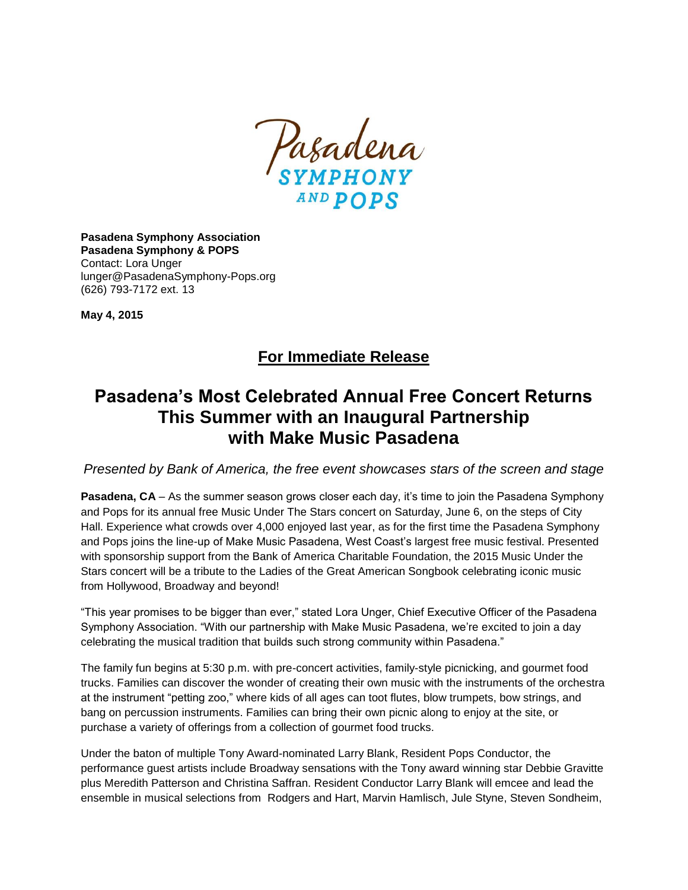Pasadena SYMPHONY AND POPS

**Pasadena Symphony Association**
**Pasadena Symphony & POPS**
Contact: Lora Unger
lunger@PasadenaSymphony-Pops.org
(626) 793-7172 ext. 13

**May 4, 2015**

## For Immediate Release

# Pasadena's Most Celebrated Annual Free Concert Returns This Summer with an Inaugural Partnership with Make Music Pasadena

*Presented by Bank of America, the free event showcases stars of the screen and stage*

**Pasadena, CA** – As the summer season grows closer each day, it's time to join the Pasadena Symphony and Pops for its annual free Music Under The Stars concert on Saturday, June 6, on the steps of City Hall. Experience what crowds over 4,000 enjoyed last year, as for the first time the Pasadena Symphony and Pops joins the line-up of Make Music Pasadena, West Coast's largest free music festival. Presented with sponsorship support from the Bank of America Charitable Foundation, the 2015 Music Under the Stars concert will be a tribute to the Ladies of the Great American Songbook celebrating iconic music from Hollywood, Broadway and beyond!

"This year promises to be bigger than ever," stated Lora Unger, Chief Executive Officer of the Pasadena Symphony Association. "With our partnership with Make Music Pasadena, we're excited to join a day celebrating the musical tradition that builds such strong community within Pasadena."

The family fun begins at 5:30 p.m. with pre-concert activities, family-style picnicking, and gourmet food trucks. Families can discover the wonder of creating their own music with the instruments of the orchestra at the instrument "petting zoo," where kids of all ages can toot flutes, blow trumpets, bow strings, and bang on percussion instruments. Families can bring their own picnic along to enjoy at the site, or purchase a variety of offerings from a collection of gourmet food trucks.

Under the baton of multiple Tony Award-nominated Larry Blank, Resident Pops Conductor, the performance guest artists include Broadway sensations with the Tony award winning star Debbie Gravitte plus Meredith Patterson and Christina Saffran. Resident Conductor Larry Blank will emcee and lead the ensemble in musical selections from Rodgers and Hart, Marvin Hamlisch, Jule Styne, Steven Sondheim,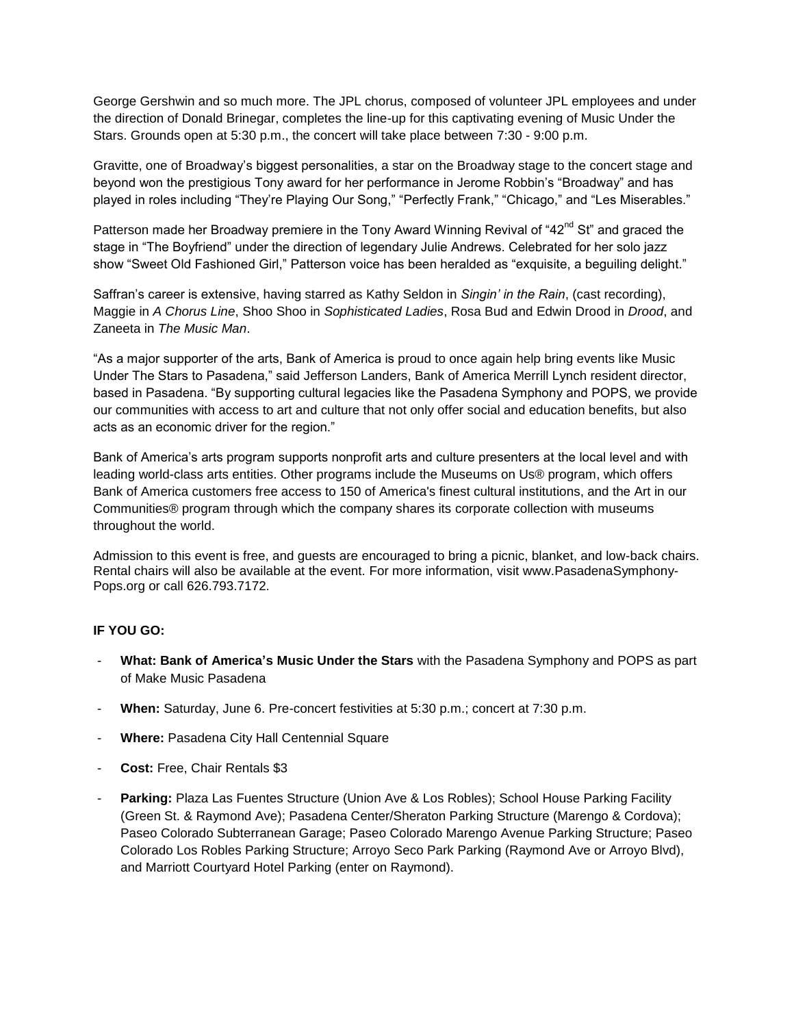George Gershwin and so much more. The JPL chorus, composed of volunteer JPL employees and under the direction of Donald Brinegar, completes the line-up for this captivating evening of Music Under the Stars. Grounds open at 5:30 p.m., the concert will take place between 7:30 - 9:00 p.m.

Gravitte, one of Broadway's biggest personalities, a star on the Broadway stage to the concert stage and beyond won the prestigious Tony award for her performance in Jerome Robbin's "Broadway" and has played in roles including "They're Playing Our Song," "Perfectly Frank," "Chicago," and "Les Miserables."

Patterson made her Broadway premiere in the Tony Award Winning Revival of "42nd St" and graced the stage in "The Boyfriend" under the direction of legendary Julie Andrews. Celebrated for her solo jazz show "Sweet Old Fashioned Girl," Patterson voice has been heralded as "exquisite, a beguiling delight."

Saffran's career is extensive, having starred as Kathy Seldon in *Singin' in the Rain*, (cast recording), Maggie in *A Chorus Line*, Shoo Shoo in *Sophisticated Ladies*, Rosa Bud and Edwin Drood in *Drood*, and Zaneeta in *The Music Man*.

"As a major supporter of the arts, Bank of America is proud to once again help bring events like Music Under The Stars to Pasadena," said Jefferson Landers, Bank of America Merrill Lynch resident director, based in Pasadena. "By supporting cultural legacies like the Pasadena Symphony and POPS, we provide our communities with access to art and culture that not only offer social and education benefits, but also acts as an economic driver for the region."

Bank of America's arts program supports nonprofit arts and culture presenters at the local level and with leading world-class arts entities. Other programs include the Museums on Us® program, which offers Bank of America customers free access to 150 of America's finest cultural institutions, and the Art in our Communities® program through which the company shares its corporate collection with museums throughout the world.

Admission to this event is free, and guests are encouraged to bring a picnic, blanket, and low-back chairs. Rental chairs will also be available at the event. For more information, visit www.PasadenaSymphony-Pops.org or call 626.793.7172.

**IF YOU GO:**

- **What: Bank of America's Music Under the Stars** with the Pasadena Symphony and POPS as part of Make Music Pasadena
- **When:** Saturday, June 6. Pre-concert festivities at 5:30 p.m.; concert at 7:30 p.m.
- **Where:** Pasadena City Hall Centennial Square
- **Cost:** Free, Chair Rentals $3
- **Parking:** Plaza Las Fuentes Structure (Union Ave & Los Robles); School House Parking Facility (Green St. & Raymond Ave); Pasadena Center/Sheraton Parking Structure (Marengo & Cordova); Paseo Colorado Subterranean Garage; Paseo Colorado Marengo Avenue Parking Structure; Paseo Colorado Los Robles Parking Structure; Arroyo Seco Park Parking (Raymond Ave or Arroyo Blvd), and Marriott Courtyard Hotel Parking (enter on Raymond).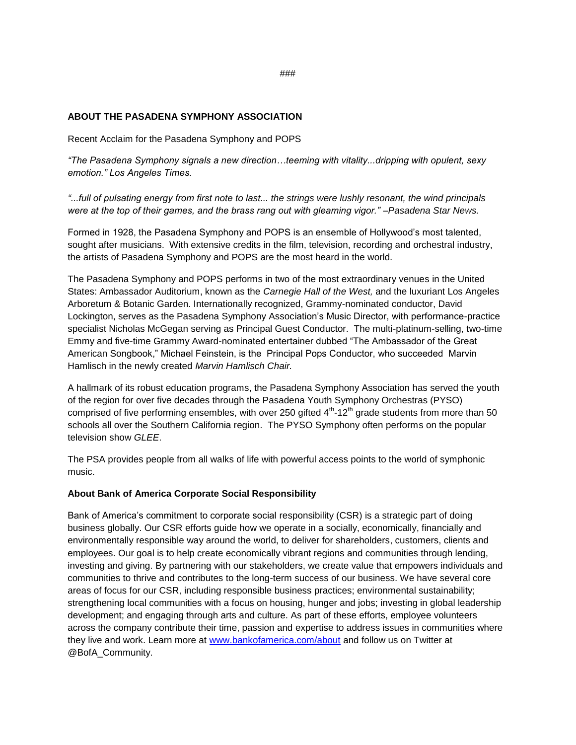###

## ABOUT THE PASADENA SYMPHONY ASSOCIATION

Recent Acclaim for the Pasadena Symphony and POPS

*"The Pasadena Symphony signals a new direction…teeming with vitality...dripping with opulent, sexy emotion." Los Angeles Times.*

*"...full of pulsating energy from first note to last... the strings were lushly resonant, the wind principals were at the top of their games, and the brass rang out with gleaming vigor." –Pasadena Star News.*

Formed in 1928, the Pasadena Symphony and POPS is an ensemble of Hollywood's most talented, sought after musicians. With extensive credits in the film, television, recording and orchestral industry, the artists of Pasadena Symphony and POPS are the most heard in the world.

The Pasadena Symphony and POPS performs in two of the most extraordinary venues in the United States: Ambassador Auditorium, known as the *Carnegie Hall of the West,* and the luxuriant Los Angeles Arboretum & Botanic Garden. Internationally recognized, Grammy-nominated conductor, David Lockington, serves as the Pasadena Symphony Association's Music Director, with performance-practice specialist Nicholas McGegan serving as Principal Guest Conductor. The multi-platinum-selling, two-time Emmy and five-time Grammy Award-nominated entertainer dubbed "The Ambassador of the Great American Songbook," Michael Feinstein, is the Principal Pops Conductor, who succeeded Marvin Hamlisch in the newly created *Marvin Hamlisch Chair.*

A hallmark of its robust education programs, the Pasadena Symphony Association has served the youth of the region for over five decades through the Pasadena Youth Symphony Orchestras (PYSO) comprised of five performing ensembles, with over 250 gifted 4th-12th grade students from more than 50 schools all over the Southern California region. The PYSO Symphony often performs on the popular television show *GLEE*.

The PSA provides people from all walks of life with powerful access points to the world of symphonic music.

### About Bank of America Corporate Social Responsibility

Bank of America's commitment to corporate social responsibility (CSR) is a strategic part of doing business globally. Our CSR efforts guide how we operate in a socially, economically, financially and environmentally responsible way around the world, to deliver for shareholders, customers, clients and employees. Our goal is to help create economically vibrant regions and communities through lending, investing and giving. By partnering with our stakeholders, we create value that empowers individuals and communities to thrive and contributes to the long-term success of our business. We have several core areas of focus for our CSR, including responsible business practices; environmental sustainability; strengthening local communities with a focus on housing, hunger and jobs; investing in global leadership development; and engaging through arts and culture. As part of these efforts, employee volunteers across the company contribute their time, passion and expertise to address issues in communities where they live and work. Learn more at [www.bankofamerica.com/about](http://www.bankofamerica.com/about) and follow us on Twitter at @BofA_Community.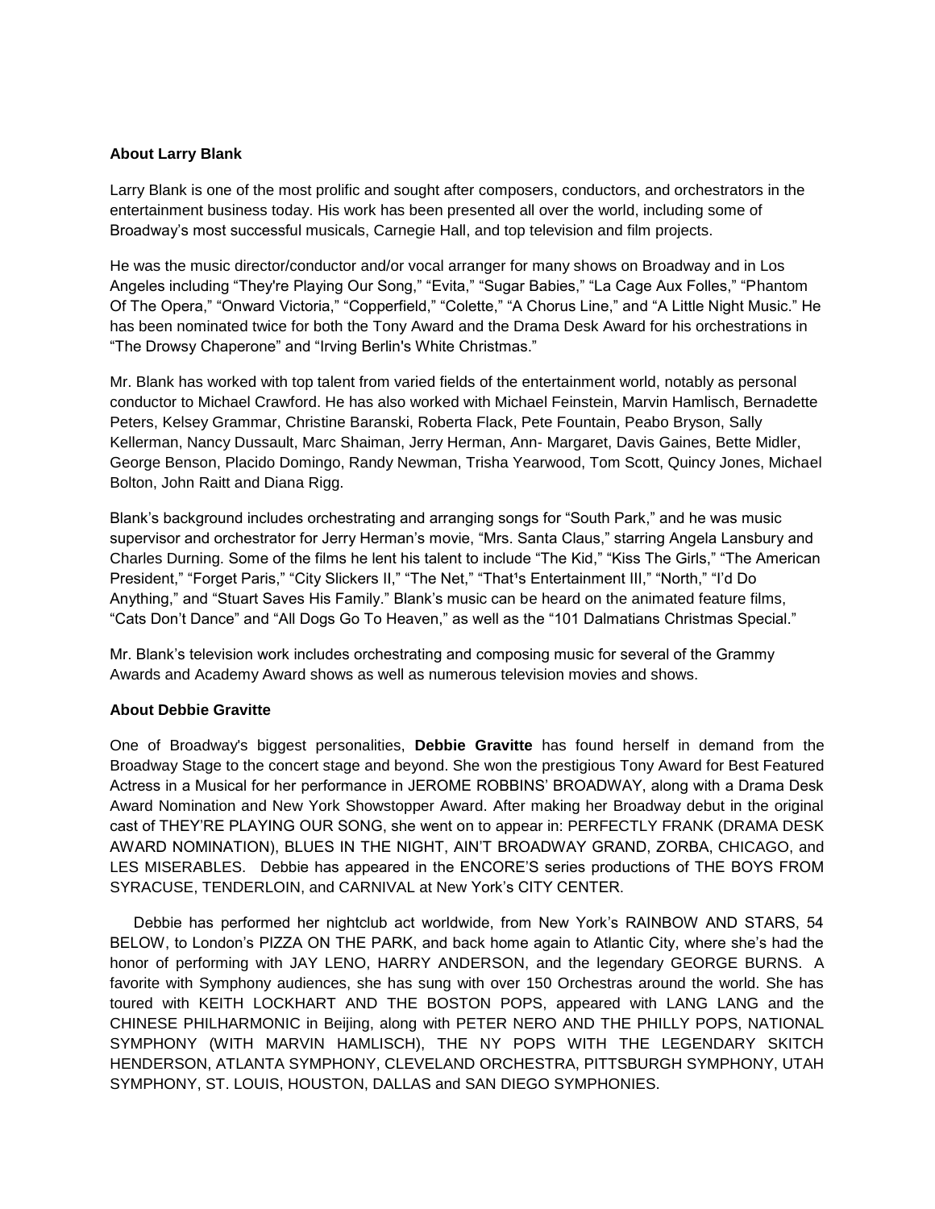**About Larry Blank**

Larry Blank is one of the most prolific and sought after composers, conductors, and orchestrators in the entertainment business today. His work has been presented all over the world, including some of Broadway's most successful musicals, Carnegie Hall, and top television and film projects.

He was the music director/conductor and/or vocal arranger for many shows on Broadway and in Los Angeles including "They're Playing Our Song," "Evita," "Sugar Babies," "La Cage Aux Folles," "Phantom Of The Opera," "Onward Victoria," "Copperfield," "Colette," "A Chorus Line," and "A Little Night Music." He has been nominated twice for both the Tony Award and the Drama Desk Award for his orchestrations in "The Drowsy Chaperone" and "Irving Berlin's White Christmas."

Mr. Blank has worked with top talent from varied fields of the entertainment world, notably as personal conductor to Michael Crawford. He has also worked with Michael Feinstein, Marvin Hamlisch, Bernadette Peters, Kelsey Grammar, Christine Baranski, Roberta Flack, Pete Fountain, Peabo Bryson, Sally Kellerman, Nancy Dussault, Marc Shaiman, Jerry Herman, Ann- Margaret, Davis Gaines, Bette Midler, George Benson, Placido Domingo, Randy Newman, Trisha Yearwood, Tom Scott, Quincy Jones, Michael Bolton, John Raitt and Diana Rigg.

Blank's background includes orchestrating and arranging songs for "South Park," and he was music supervisor and orchestrator for Jerry Herman's movie, "Mrs. Santa Claus," starring Angela Lansbury and Charles Durning. Some of the films he lent his talent to include "The Kid," "Kiss The Girls," "The American President," "Forget Paris," "City Slickers II," "The Net," "That's Entertainment III," "North," "I'd Do Anything," and "Stuart Saves His Family." Blank's music can be heard on the animated feature films, "Cats Don't Dance" and "All Dogs Go To Heaven," as well as the "101 Dalmatians Christmas Special."

Mr. Blank's television work includes orchestrating and composing music for several of the Grammy Awards and Academy Award shows as well as numerous television movies and shows.

**About Debbie Gravitte**

One of Broadway's biggest personalities, **Debbie Gravitte** has found herself in demand from the Broadway Stage to the concert stage and beyond. She won the prestigious Tony Award for Best Featured Actress in a Musical for her performance in JEROME ROBBINS' BROADWAY, along with a Drama Desk Award Nomination and New York Showstopper Award. After making her Broadway debut in the original cast of THEY'RE PLAYING OUR SONG, she went on to appear in: PERFECTLY FRANK (DRAMA DESK AWARD NOMINATION), BLUES IN THE NIGHT, AIN'T BROADWAY GRAND, ZORBA, CHICAGO, and LES MISERABLES. Debbie has appeared in the ENCORE'S series productions of THE BOYS FROM SYRACUSE, TENDERLOIN, and CARNIVAL at New York's CITY CENTER.

Debbie has performed her nightclub act worldwide, from New York's RAINBOW AND STARS, 54 BELOW, to London's PIZZA ON THE PARK, and back home again to Atlantic City, where she's had the honor of performing with JAY LENO, HARRY ANDERSON, and the legendary GEORGE BURNS. A favorite with Symphony audiences, she has sung with over 150 Orchestras around the world. She has toured with KEITH LOCKHART AND THE BOSTON POPS, appeared with LANG LANG and the CHINESE PHILHARMONIC in Beijing, along with PETER NERO AND THE PHILLY POPS, NATIONAL SYMPHONY (WITH MARVIN HAMLISCH), THE NY POPS WITH THE LEGENDARY SKITCH HENDERSON, ATLANTA SYMPHONY, CLEVELAND ORCHESTRA, PITTSBURGH SYMPHONY, UTAH SYMPHONY, ST. LOUIS, HOUSTON, DALLAS and SAN DIEGO SYMPHONIES.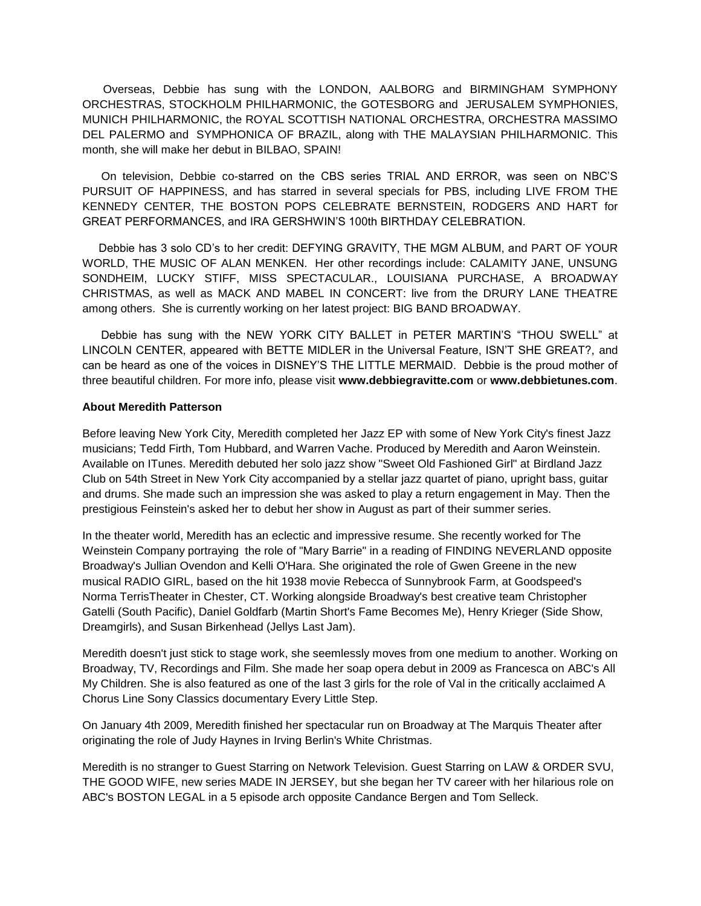Overseas, Debbie has sung with the LONDON, AALBORG and BIRMINGHAM SYMPHONY ORCHESTRAS, STOCKHOLM PHILHARMONIC, the GOTESBORG and JERUSALEM SYMPHONIES, MUNICH PHILHARMONIC, the ROYAL SCOTTISH NATIONAL ORCHESTRA, ORCHESTRA MASSIMO DEL PALERMO and SYMPHONICA OF BRAZIL, along with THE MALAYSIAN PHILHARMONIC. This month, she will make her debut in BILBAO, SPAIN!

On television, Debbie co-starred on the CBS series TRIAL AND ERROR, was seen on NBC'S PURSUIT OF HAPPINESS, and has starred in several specials for PBS, including LIVE FROM THE KENNEDY CENTER, THE BOSTON POPS CELEBRATE BERNSTEIN, RODGERS AND HART for GREAT PERFORMANCES, and IRA GERSHWIN'S 100th BIRTHDAY CELEBRATION.

Debbie has 3 solo CD's to her credit: DEFYING GRAVITY, THE MGM ALBUM, and PART OF YOUR WORLD, THE MUSIC OF ALAN MENKEN. Her other recordings include: CALAMITY JANE, UNSUNG SONDHEIM, LUCKY STIFF, MISS SPECTACULAR., LOUISIANA PURCHASE, A BROADWAY CHRISTMAS, as well as MACK AND MABEL IN CONCERT: live from the DRURY LANE THEATRE among others. She is currently working on her latest project: BIG BAND BROADWAY.

Debbie has sung with the NEW YORK CITY BALLET in PETER MARTIN'S "THOU SWELL" at LINCOLN CENTER, appeared with BETTE MIDLER in the Universal Feature, ISN'T SHE GREAT?, and can be heard as one of the voices in DISNEY'S THE LITTLE MERMAID. Debbie is the proud mother of three beautiful children. For more info, please visit **www.debbiegravitte.com** or **www.debbietunes.com**.

**About Meredith Patterson**

Before leaving New York City, Meredith completed her Jazz EP with some of New York City's finest Jazz musicians; Tedd Firth, Tom Hubbard, and Warren Vache. Produced by Meredith and Aaron Weinstein. Available on ITunes. Meredith debuted her solo jazz show "Sweet Old Fashioned Girl" at Birdland Jazz Club on 54th Street in New York City accompanied by a stellar jazz quartet of piano, upright bass, guitar and drums. She made such an impression she was asked to play a return engagement in May. Then the prestigious Feinstein's asked her to debut her show in August as part of their summer series.

In the theater world, Meredith has an eclectic and impressive resume. She recently worked for The Weinstein Company portraying the role of "Mary Barrie" in a reading of FINDING NEVERLAND opposite Broadway's Jullian Ovendon and Kelli O'Hara. She originated the role of Gwen Greene in the new musical RADIO GIRL, based on the hit 1938 movie Rebecca of Sunnybrook Farm, at Goodspeed's Norma TerrisTheater in Chester, CT. Working alongside Broadway's best creative team Christopher Gatelli (South Pacific), Daniel Goldfarb (Martin Short's Fame Becomes Me), Henry Krieger (Side Show, Dreamgirls), and Susan Birkenhead (Jellys Last Jam).

Meredith doesn't just stick to stage work, she seemlessly moves from one medium to another. Working on Broadway, TV, Recordings and Film. She made her soap opera debut in 2009 as Francesca on ABC's All My Children. She is also featured as one of the last 3 girls for the role of Val in the critically acclaimed A Chorus Line Sony Classics documentary Every Little Step.

On January 4th 2009, Meredith finished her spectacular run on Broadway at The Marquis Theater after originating the role of Judy Haynes in Irving Berlin's White Christmas.

Meredith is no stranger to Guest Starring on Network Television. Guest Starring on LAW & ORDER SVU, THE GOOD WIFE, new series MADE IN JERSEY, but she began her TV career with her hilarious role on ABC's BOSTON LEGAL in a 5 episode arch opposite Candance Bergen and Tom Selleck.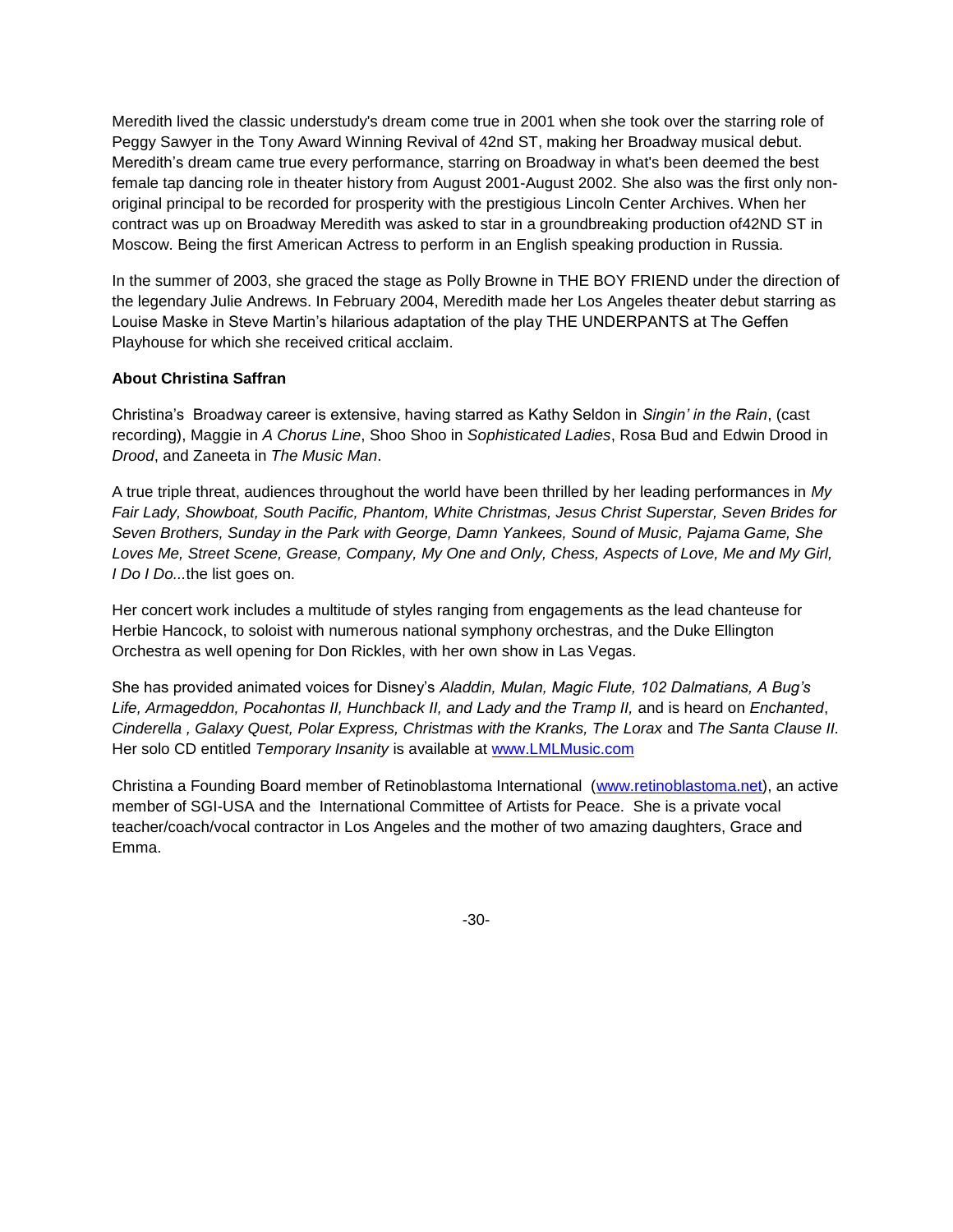Meredith lived the classic understudy's dream come true in 2001 when she took over the starring role of Peggy Sawyer in the Tony Award Winning Revival of 42nd ST, making her Broadway musical debut. Meredith's dream came true every performance, starring on Broadway in what's been deemed the best female tap dancing role in theater history from August 2001-August 2002. She also was the first only non-original principal to be recorded for prosperity with the prestigious Lincoln Center Archives. When her contract was up on Broadway Meredith was asked to star in a groundbreaking production of42ND ST in Moscow. Being the first American Actress to perform in an English speaking production in Russia.

In the summer of 2003, she graced the stage as Polly Browne in THE BOY FRIEND under the direction of the legendary Julie Andrews. In February 2004, Meredith made her Los Angeles theater debut starring as Louise Maske in Steve Martin's hilarious adaptation of the play THE UNDERPANTS at The Geffen Playhouse for which she received critical acclaim.

**About Christina Saffran**

Christina's Broadway career is extensive, having starred as Kathy Seldon in *Singin' in the Rain*, (cast recording), Maggie in *A Chorus Line*, Shoo Shoo in *Sophisticated Ladies*, Rosa Bud and Edwin Drood in *Drood*, and Zaneeta in *The Music Man*.

A true triple threat, audiences throughout the world have been thrilled by her leading performances in *My Fair Lady, Showboat, South Pacific, Phantom, White Christmas, Jesus Christ Superstar, Seven Brides for Seven Brothers, Sunday in the Park with George, Damn Yankees, Sound of Music, Pajama Game, She Loves Me, Street Scene, Grease, Company, My One and Only, Chess, Aspects of Love, Me and My Girl, I Do I Do...*the list goes on.

Her concert work includes a multitude of styles ranging from engagements as the lead chanteuse for Herbie Hancock, to soloist with numerous national symphony orchestras, and the Duke Ellington Orchestra as well opening for Don Rickles, with her own show in Las Vegas.

She has provided animated voices for Disney's *Aladdin, Mulan, Magic Flute, 102 Dalmatians, A Bug's Life, Armageddon, Pocahontas II, Hunchback II, and Lady and the Tramp II,* and is heard on *Enchanted*, *Cinderella , Galaxy Quest, Polar Express, Christmas with the Kranks, The Lorax* and *The Santa Clause II*. Her solo CD entitled *Temporary Insanity* is available at [www.LMLMusic.com](http://www.LMLMusic.com)

Christina a Founding Board member of Retinoblastoma International ([www.retinoblastoma.net](http://www.retinoblastoma.net)), an active member of SGI-USA and the International Committee of Artists for Peace. She is a private vocal teacher/coach/vocal contractor in Los Angeles and the mother of two amazing daughters, Grace and Emma.

-30-